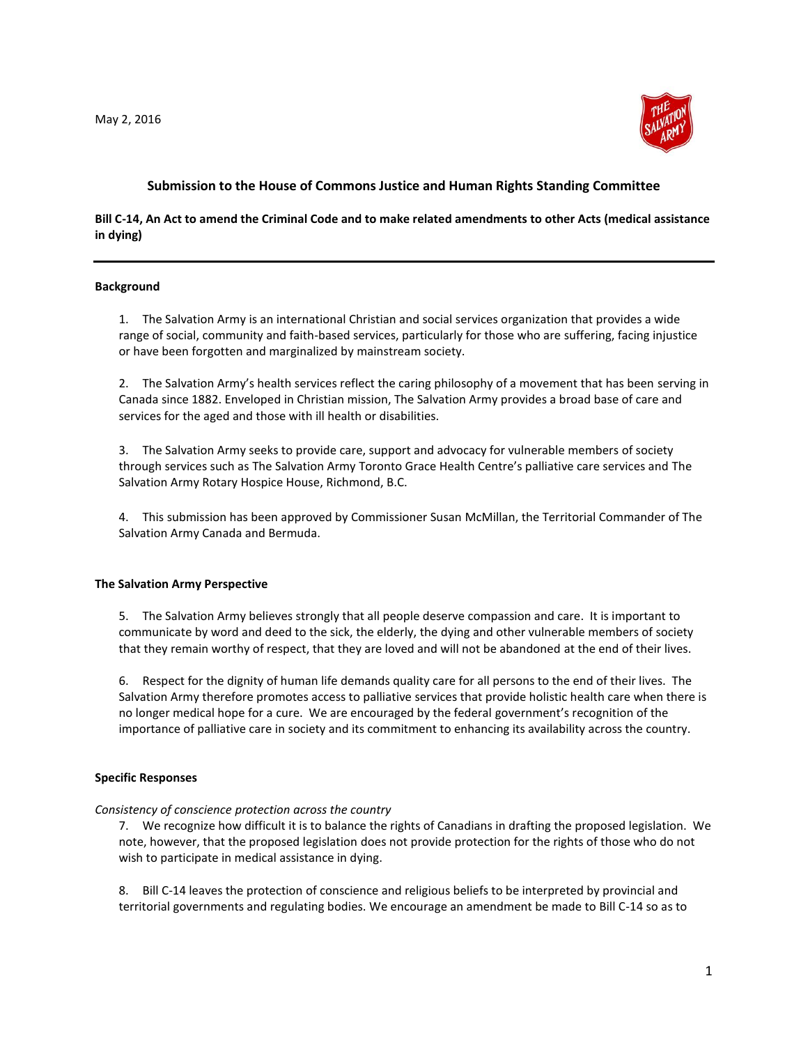May 2, 2016

## Submission to the House of Commons Justice and Human Rights Standing Committee

**Bill C-14, An Act to amend the Criminal Code and to make related amendments to other Acts (medical assistance in dying)**

---

### Background

1. The Salvation Army is an international Christian and social services organization that provides a wide range of social, community and faith-based services, particularly for those who are suffering, facing injustice or have been forgotten and marginalized by mainstream society.

2. The Salvation Army's health services reflect the caring philosophy of a movement that has been serving in Canada since 1882. Enveloped in Christian mission, The Salvation Army provides a broad base of care and services for the aged and those with ill health or disabilities.

3. The Salvation Army seeks to provide care, support and advocacy for vulnerable members of society through services such as The Salvation Army Toronto Grace Health Centre's palliative care services and The Salvation Army Rotary Hospice House, Richmond, B.C.

4. This submission has been approved by Commissioner Susan McMillan, the Territorial Commander of The Salvation Army Canada and Bermuda.

### The Salvation Army Perspective

5. The Salvation Army believes strongly that all people deserve compassion and care. It is important to communicate by word and deed to the sick, the elderly, the dying and other vulnerable members of society that they remain worthy of respect, that they are loved and will not be abandoned at the end of their lives.

6. Respect for the dignity of human life demands quality care for all persons to the end of their lives. The Salvation Army therefore promotes access to palliative services that provide holistic health care when there is no longer medical hope for a cure. We are encouraged by the federal government's recognition of the importance of palliative care in society and its commitment to enhancing its availability across the country.

### Specific Responses

*Consistency of conscience protection across the country*

7. We recognize how difficult it is to balance the rights of Canadians in drafting the proposed legislation. We note, however, that the proposed legislation does not provide protection for the rights of those who do not wish to participate in medical assistance in dying.

8. Bill C-14 leaves the protection of conscience and religious beliefs to be interpreted by provincial and territorial governments and regulating bodies. We encourage an amendment be made to Bill C-14 so as to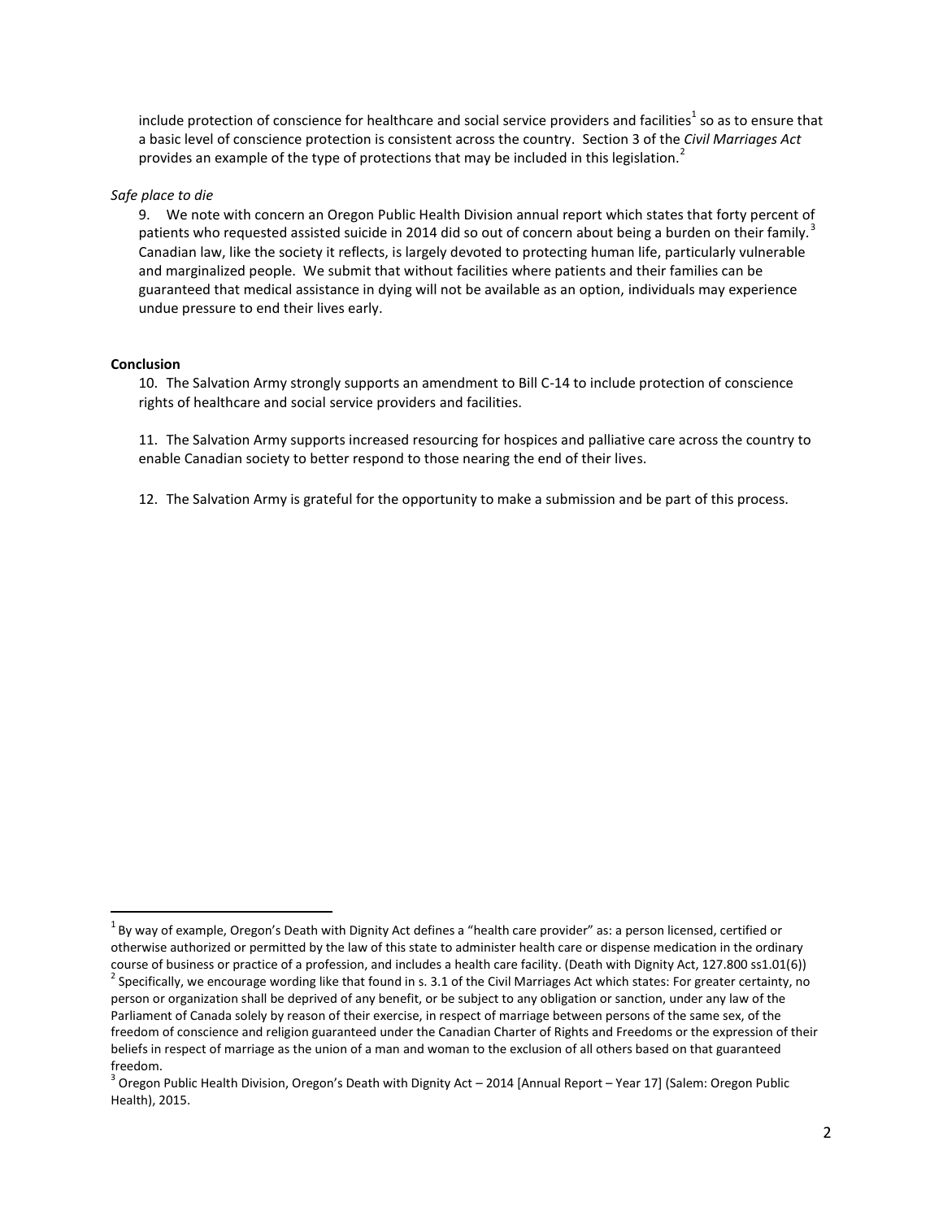include protection of conscience for healthcare and social service providers and facilities[1] so as to ensure that a basic level of conscience protection is consistent across the country. Section 3 of the *Civil Marriages Act* provides an example of the type of protections that may be included in this legislation.[2]

*Safe place to die*

9. We note with concern an Oregon Public Health Division annual report which states that forty percent of patients who requested assisted suicide in 2014 did so out of concern about being a burden on their family.[3] Canadian law, like the society it reflects, is largely devoted to protecting human life, particularly vulnerable and marginalized people. We submit that without facilities where patients and their families can be guaranteed that medical assistance in dying will not be available as an option, individuals may experience undue pressure to end their lives early.

**Conclusion**

10. The Salvation Army strongly supports an amendment to Bill C-14 to include protection of conscience rights of healthcare and social service providers and facilities.

11. The Salvation Army supports increased resourcing for hospices and palliative care across the country to enable Canadian society to better respond to those nearing the end of their lives.

12. The Salvation Army is grateful for the opportunity to make a submission and be part of this process.

---

[1] By way of example, Oregon's Death with Dignity Act defines a "health care provider" as: a person licensed, certified or otherwise authorized or permitted by the law of this state to administer health care or dispense medication in the ordinary course of business or practice of a profession, and includes a health care facility. (Death with Dignity Act, 127.800 ss1.01(6))

[2] Specifically, we encourage wording like that found in s. 3.1 of the Civil Marriages Act which states: For greater certainty, no person or organization shall be deprived of any benefit, or be subject to any obligation or sanction, under any law of the Parliament of Canada solely by reason of their exercise, in respect of marriage between persons of the same sex, of the freedom of conscience and religion guaranteed under the Canadian Charter of Rights and Freedoms or the expression of their beliefs in respect of marriage as the union of a man and woman to the exclusion of all others based on that guaranteed freedom.

[3] Oregon Public Health Division, Oregon's Death with Dignity Act – 2014 [Annual Report – Year 17] (Salem: Oregon Public Health), 2015.